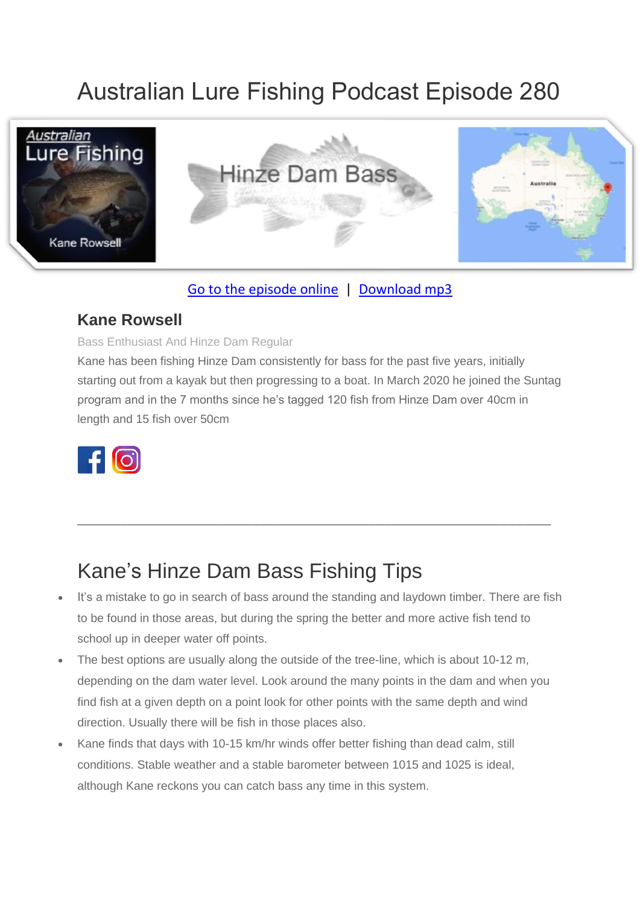# Australian Lure Fishing Podcast Episode 280

Go to the episode online | Download mp3

### Kane Rowsell

Bass Enthusiast And Hinze Dam Regular

Kane has been fishing Hinze Dam consistently for bass for the past five years, initially starting out from a kayak but then progressing to a boat. In March 2020 he joined the Suntag program and in the 7 months since he's tagged 120 fish from Hinze Dam over 40cm in length and 15 fish over 50cm

---

## Kane's Hinze Dam Bass Fishing Tips

- It's a mistake to go in search of bass around the standing and laydown timber. There are fish to be found in those areas, but during the spring the better and more active fish tend to school up in deeper water off points.
- The best options are usually along the outside of the tree-line, which is about 10-12 m, depending on the dam water level. Look around the many points in the dam and when you find fish at a given depth on a point look for other points with the same depth and wind direction. Usually there will be fish in those places also.
- Kane finds that days with 10-15 km/hr winds offer better fishing than dead calm, still conditions. Stable weather and a stable barometer between 1015 and 1025 is ideal, although Kane reckons you can catch bass any time in this system.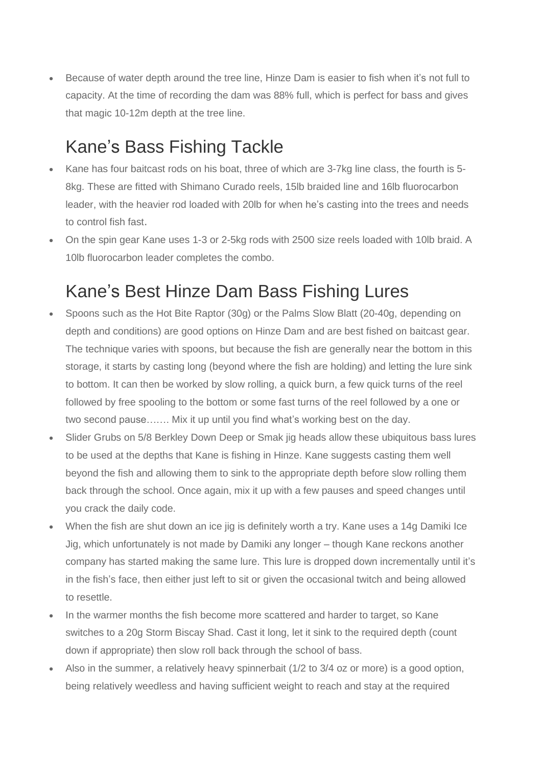- Because of water depth around the tree line, Hinze Dam is easier to fish when it's not full to capacity. At the time of recording the dam was 88% full, which is perfect for bass and gives that magic 10-12m depth at the tree line.

## Kane's Bass Fishing Tackle

- Kane has four baitcast rods on his boat, three of which are 3-7kg line class, the fourth is 5-8kg. These are fitted with Shimano Curado reels, 15lb braided line and 16lb fluorocarbon leader, with the heavier rod loaded with 20lb for when he's casting into the trees and needs to control fish fast.
- On the spin gear Kane uses 1-3 or 2-5kg rods with 2500 size reels loaded with 10lb braid. A 10lb fluorocarbon leader completes the combo.

## Kane's Best Hinze Dam Bass Fishing Lures

- Spoons such as the Hot Bite Raptor (30g) or the Palms Slow Blatt (20-40g, depending on depth and conditions) are good options on Hinze Dam and are best fished on baitcast gear. The technique varies with spoons, but because the fish are generally near the bottom in this storage, it starts by casting long (beyond where the fish are holding) and letting the lure sink to bottom. It can then be worked by slow rolling, a quick burn, a few quick turns of the reel followed by free spooling to the bottom or some fast turns of the reel followed by a one or two second pause……. Mix it up until you find what's working best on the day.
- Slider Grubs on 5/8 Berkley Down Deep or Smak jig heads allow these ubiquitous bass lures to be used at the depths that Kane is fishing in Hinze. Kane suggests casting them well beyond the fish and allowing them to sink to the appropriate depth before slow rolling them back through the school. Once again, mix it up with a few pauses and speed changes until you crack the daily code.
- When the fish are shut down an ice jig is definitely worth a try. Kane uses a 14g Damiki Ice Jig, which unfortunately is not made by Damiki any longer – though Kane reckons another company has started making the same lure. This lure is dropped down incrementally until it's in the fish's face, then either just left to sit or given the occasional twitch and being allowed to resettle.
- In the warmer months the fish become more scattered and harder to target, so Kane switches to a 20g Storm Biscay Shad. Cast it long, let it sink to the required depth (count down if appropriate) then slow roll back through the school of bass.
- Also in the summer, a relatively heavy spinnerbait (1/2 to 3/4 oz or more) is a good option, being relatively weedless and having sufficient weight to reach and stay at the required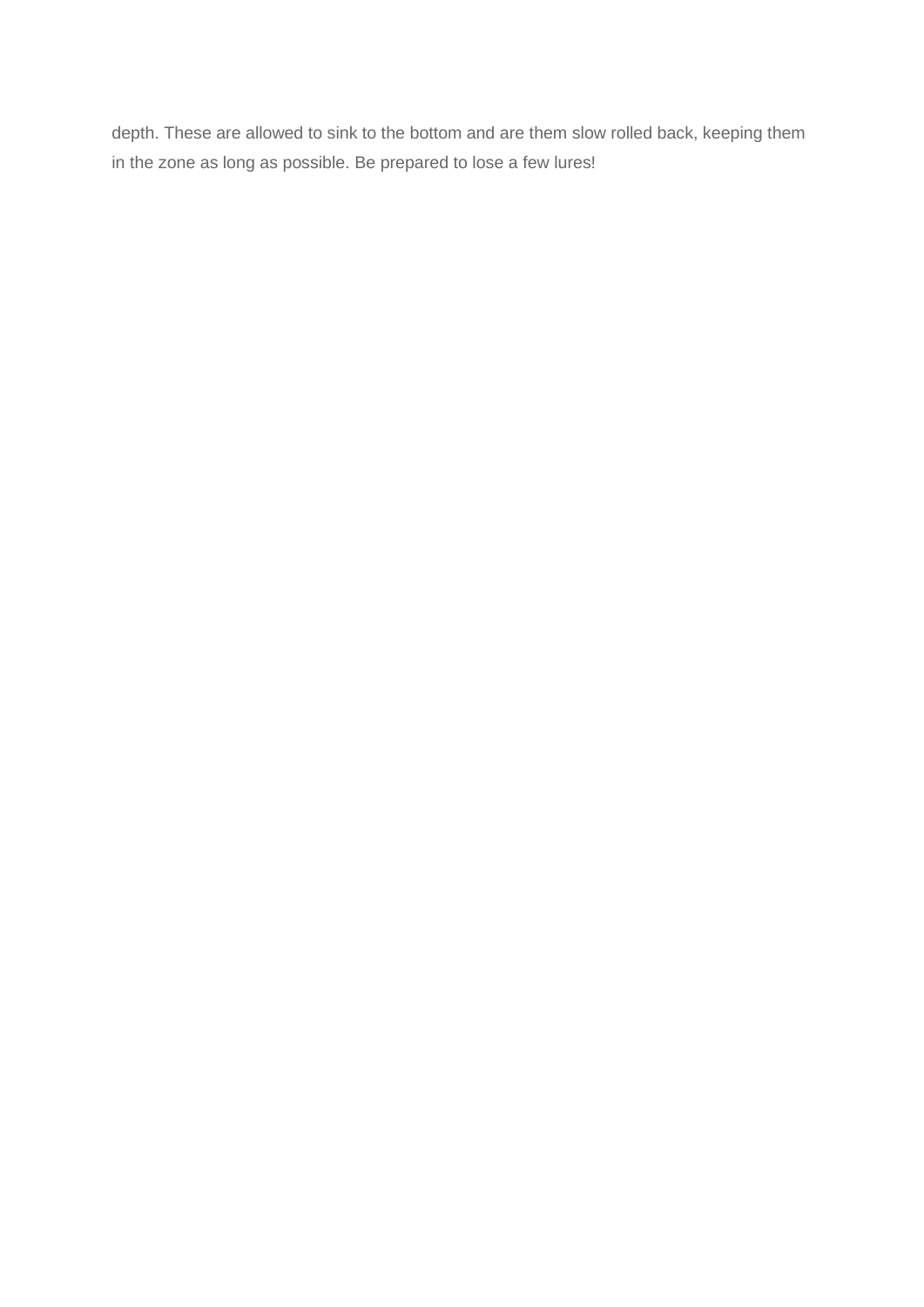depth. These are allowed to sink to the bottom and are them slow rolled back, keeping them in the zone as long as possible. Be prepared to lose a few lures!